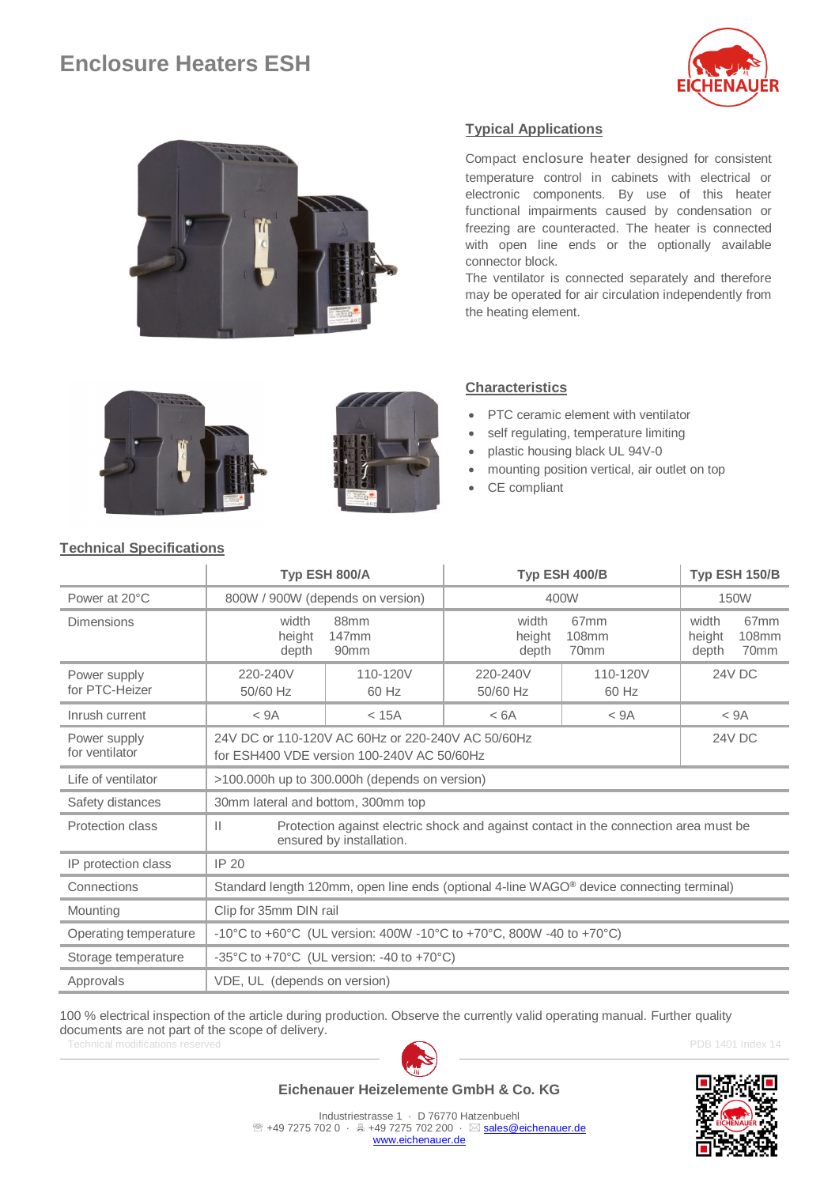# Enclosure Heaters ESH

## Typical Applications

Compact enclosure heater designed for consistent temperature control in cabinets with electrical or electronic components. By use of this heater functional impairments caused by condensation or freezing are counteracted. The heater is connected with open line ends or the optionally available connector block.

The ventilator is connected separately and therefore may be operated for air circulation independently from the heating element.

## Characteristics

- PTC ceramic element with ventilator
- self regulating, temperature limiting
- plastic housing black UL 94V-0
- mounting position vertical, air outlet on top
- CE compliant

## Technical Specifications

| | Typ ESH 800/A | | Typ ESH 400/B | | Typ ESH 150/B |
|---|---|---|---|---|---|
| Power at 20°C | 800W / 900W (depends on version) | | 400W | | 150W |
| Dimensions | width 88mm, height 147mm, depth 90mm | | width 67mm, height 108mm, depth 70mm | | width 67mm, height 108mm, depth 70mm |
| Power supply for PTC-Heizer | 220-240V 50/60 Hz | 110-120V 60 Hz | 220-240V 50/60 Hz | 110-120V 60 Hz | 24V DC |
| Inrush current | < 9A | < 15A | < 6A | < 9A | < 9A |
| Power supply for ventilator | 24V DC or 110-120V AC 60Hz or 220-240V AC 50/60Hz for ESH400 VDE version 100-240V AC 50/60Hz | | | | 24V DC |
| Life of ventilator | >100.000h up to 300.000h (depends on version) | | | | |
| Safety distances | 30mm lateral and bottom, 300mm top | | | | |
| Protection class | II Protection against electric shock and against contact in the connection area must be ensured by installation. | | | | |
| IP protection class | IP 20 | | | | |
| Connections | Standard length 120mm, open line ends (optional 4-line WAGO® device connecting terminal) | | | | |
| Mounting | Clip for 35mm DIN rail | | | | |
| Operating temperature | -10°C to +60°C (UL version: 400W -10°C to +70°C, 800W -40 to +70°C) | | | | |
| Storage temperature | -35°C to +70°C (UL version: -40 to +70°C) | | | | |
| Approvals | VDE, UL (depends on version) | | | | |

100 % electrical inspection of the article during production. Observe the currently valid operating manual. Further quality documents are not part of the scope of delivery.

Technical modifications reserved

PDB 1401 Index 14

**Eichenauer Heizelemente GmbH & Co. KG**

Industriestrasse 1 · D 76770 Hatzenbuehl
☎ +49 7275 702 0 · 🖷 +49 7275 702 200 · ✉ sales@eichenauer.de
www.eichenauer.de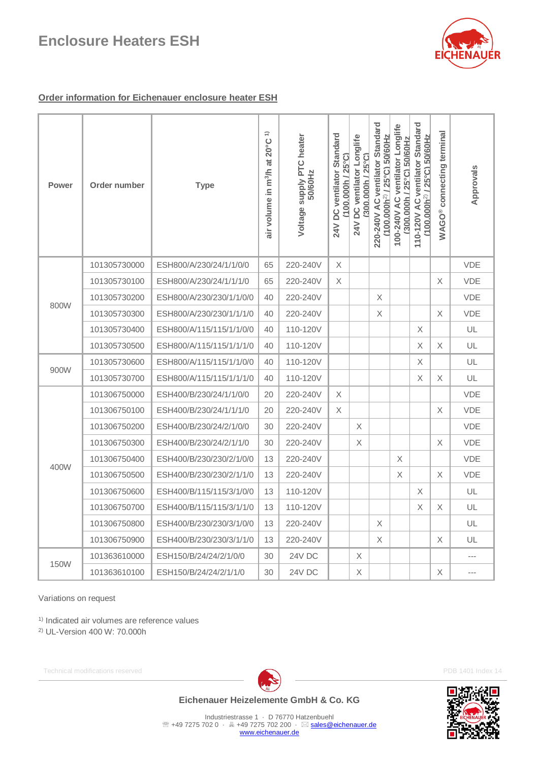# Enclosure Heaters ESH

## Order information for Eichenauer enclosure heater ESH

| Power | Order number | Type | air volume in m³/h at 20°C [1] | Voltage supply PTC heater 50/60Hz | 24V DC ventilator Standard (100.000h / 25°C) | 24V DC ventilator Longlife (300.000h / 25°C) | 220-240V AC ventilator Standard (100.000h[2] / 25°C) 50/60Hz | 100-240V AC ventilator Longlife (300.000h / 25°C) 50/60Hz | 110-120V AC ventilator Standard (100.000h[2] / 25°C) 50/60Hz | WAGO® connecting terminal | Approvals |
|---|---|---|---|---|---|---|---|---|---|---|---|
| 800W | 101305730000 | ESH800/A/230/24/1/1/0/0 | 65 | 220-240V | X | | | | | | VDE |
| | 101305730100 | ESH800/A/230/24/1/1/1/0 | 65 | 220-240V | X | | | | | X | VDE |
| | 101305730200 | ESH800/A/230/230/1/1/0/0 | 40 | 220-240V | | | X | | | | VDE |
| | 101305730300 | ESH800/A/230/230/1/1/1/0 | 40 | 220-240V | | | X | | | X | VDE |
| | 101305730400 | ESH800/A/115/115/1/1/0/0 | 40 | 110-120V | | | | | X | | UL |
| | 101305730500 | ESH800/A/115/115/1/1/1/0 | 40 | 110-120V | | | | | X | X | UL |
| 900W | 101305730600 | ESH800/A/115/115/1/1/0/0 | 40 | 110-120V | | | | | X | | UL |
| | 101305730700 | ESH800/A/115/115/1/1/1/0 | 40 | 110-120V | | | | | X | X | UL |
| 400W | 101306750000 | ESH400/B/230/24/1/1/0/0 | 20 | 220-240V | X | | | | | | VDE |
| | 101306750100 | ESH400/B/230/24/1/1/1/0 | 20 | 220-240V | X | | | | | X | VDE |
| | 101306750200 | ESH400/B/230/24/2/1/0/0 | 30 | 220-240V | | X | | | | | VDE |
| | 101306750300 | ESH400/B/230/24/2/1/1/0 | 30 | 220-240V | | X | | | | X | VDE |
| | 101306750400 | ESH400/B/230/230/2/1/0/0 | 13 | 220-240V | | | | X | | | VDE |
| | 101306750500 | ESH400/B/230/230/2/1/1/0 | 13 | 220-240V | | | | X | | X | VDE |
| | 101306750600 | ESH400/B/115/115/3/1/0/0 | 13 | 110-120V | | | | | X | | UL |
| | 101306750700 | ESH400/B/115/115/3/1/1/0 | 13 | 110-120V | | | | | X | X | UL |
| | 101306750800 | ESH400/B/230/230/3/1/0/0 | 13 | 220-240V | | | X | | | | UL |
| | 101306750900 | ESH400/B/230/230/3/1/1/0 | 13 | 220-240V | | | X | | | X | UL |
| 150W | 101363610000 | ESH150/B/24/24/2/1/0/0 | 30 | 24V DC | | X | | | | | --- |
| | 101363610100 | ESH150/B/24/24/2/1/1/0 | 30 | 24V DC | | X | | | | X | --- |

Variations on request

[1] Indicated air volumes are reference values
[2] UL-Version 400 W: 70.000h

Technical modifications reserved

PDB 1401 Index 14

**Eichenauer Heizelemente GmbH & Co. KG**

Industriestrasse 1 · D 76770 Hatzenbuehl
☏ +49 7275 702 0 · 🖷 +49 7275 702 200 · ✉ sales@eichenauer.de
www.eichenauer.de